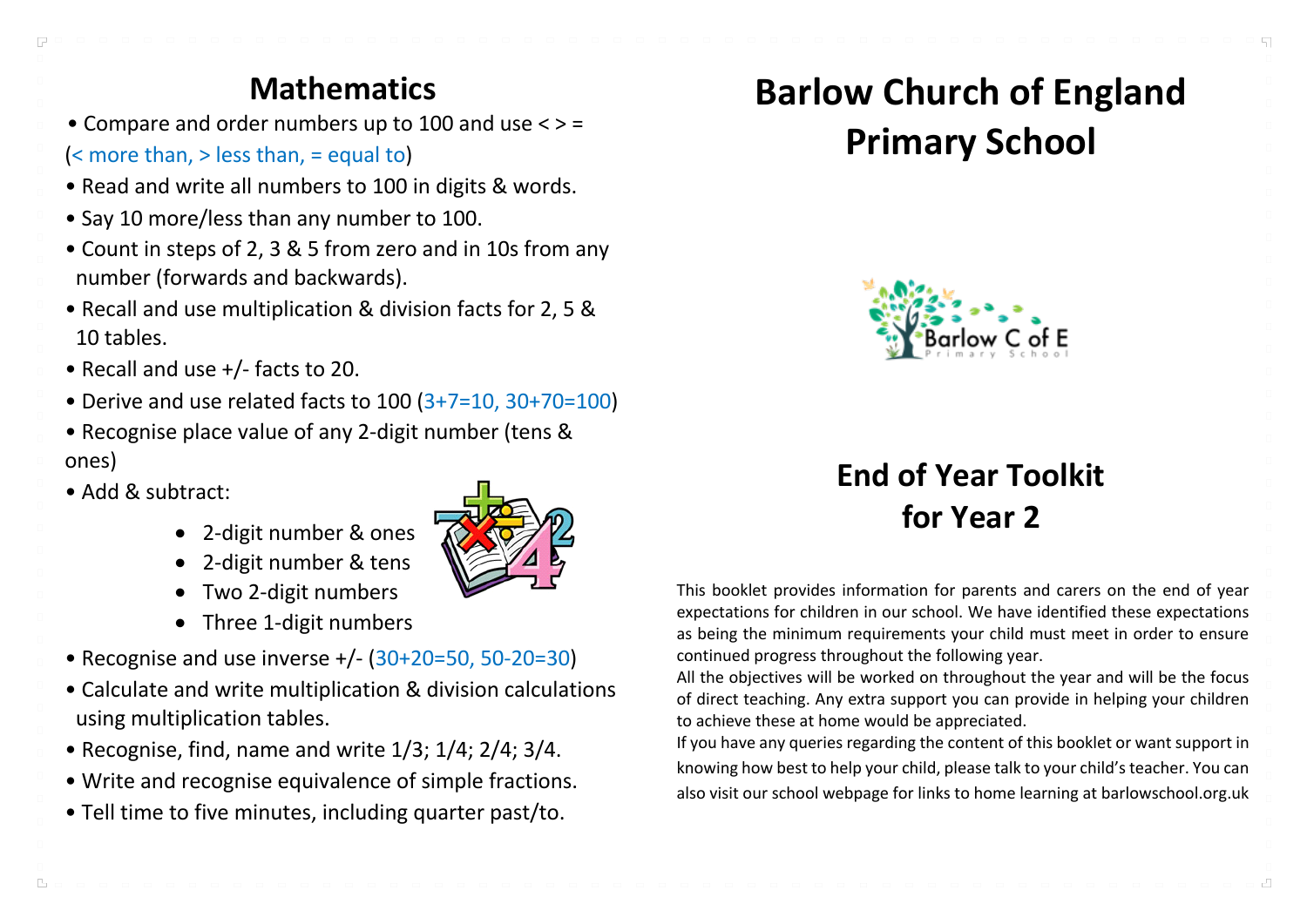# Mathematics

- Compare and order numbers up to 100 and use < > = (< more than, > less than, = equal to)
- Read and write all numbers to 100 in digits & words.
- Say 10 more/less than any number to 100.
- Count in steps of 2, 3 & 5 from zero and in 10s from any number (forwards and backwards).
- Recall and use multiplication & division facts for 2, 5 & 10 tables.
- Recall and use +/- facts to 20.
- Derive and use related facts to 100 (3+7=10, 30+70=100)
- Recognise place value of any 2-digit number (tens & ones)
- Add & subtract:
  - 2-digit number & ones
  - 2-digit number & tens
  - Two 2-digit numbers
  - Three 1-digit numbers
- Recognise and use inverse +/- (30+20=50, 50-20=30)
- Calculate and write multiplication & division calculations using multiplication tables.
- Recognise, find, name and write 1/3; 1/4; 2/4; 3/4.
- Write and recognise equivalence of simple fractions.
- Tell time to five minutes, including quarter past/to.

# Barlow Church of England Primary School

## End of Year Toolkit for Year 2

This booklet provides information for parents and carers on the end of year expectations for children in our school. We have identified these expectations as being the minimum requirements your child must meet in order to ensure continued progress throughout the following year.

All the objectives will be worked on throughout the year and will be the focus of direct teaching. Any extra support you can provide in helping your children to achieve these at home would be appreciated.

If you have any queries regarding the content of this booklet or want support in knowing how best to help your child, please talk to your child's teacher. You can also visit our school webpage for links to home learning at barlowschool.org.uk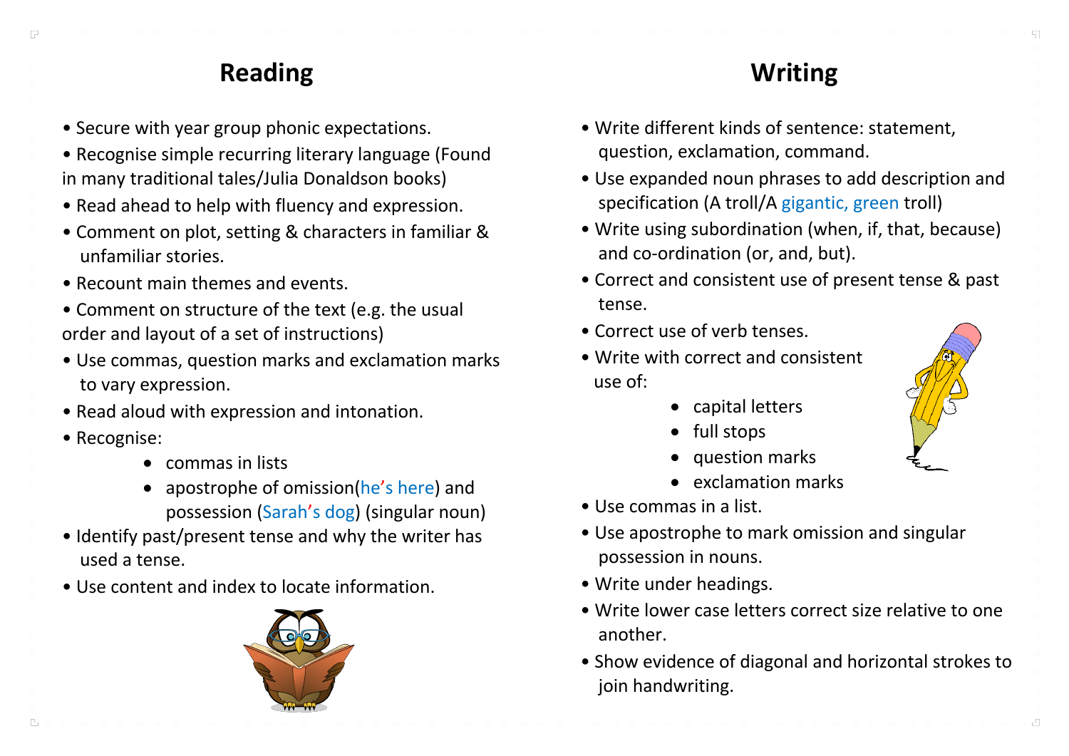## Reading

- Secure with year group phonic expectations.
- Recognise simple recurring literary language (Found in many traditional tales/Julia Donaldson books)
- Read ahead to help with fluency and expression.
- Comment on plot, setting & characters in familiar & unfamiliar stories.
- Recount main themes and events.
- Comment on structure of the text (e.g. the usual order and layout of a set of instructions)
- Use commas, question marks and exclamation marks to vary expression.
- Read aloud with expression and intonation.
- Recognise:
  - commas in lists
  - apostrophe of omission(he's here) and possession (Sarah's dog) (singular noun)
- Identify past/present tense and why the writer has used a tense.
- Use content and index to locate information.

## Writing

- Write different kinds of sentence: statement, question, exclamation, command.
- Use expanded noun phrases to add description and specification (A troll/A gigantic, green troll)
- Write using subordination (when, if, that, because) and co-ordination (or, and, but).
- Correct and consistent use of present tense & past tense.
- Correct use of verb tenses.
- Write with correct and consistent use of:
  - capital letters
  - full stops
  - question marks
  - exclamation marks
- Use commas in a list.
- Use apostrophe to mark omission and singular possession in nouns.
- Write under headings.
- Write lower case letters correct size relative to one another.
- Show evidence of diagonal and horizontal strokes to join handwriting.